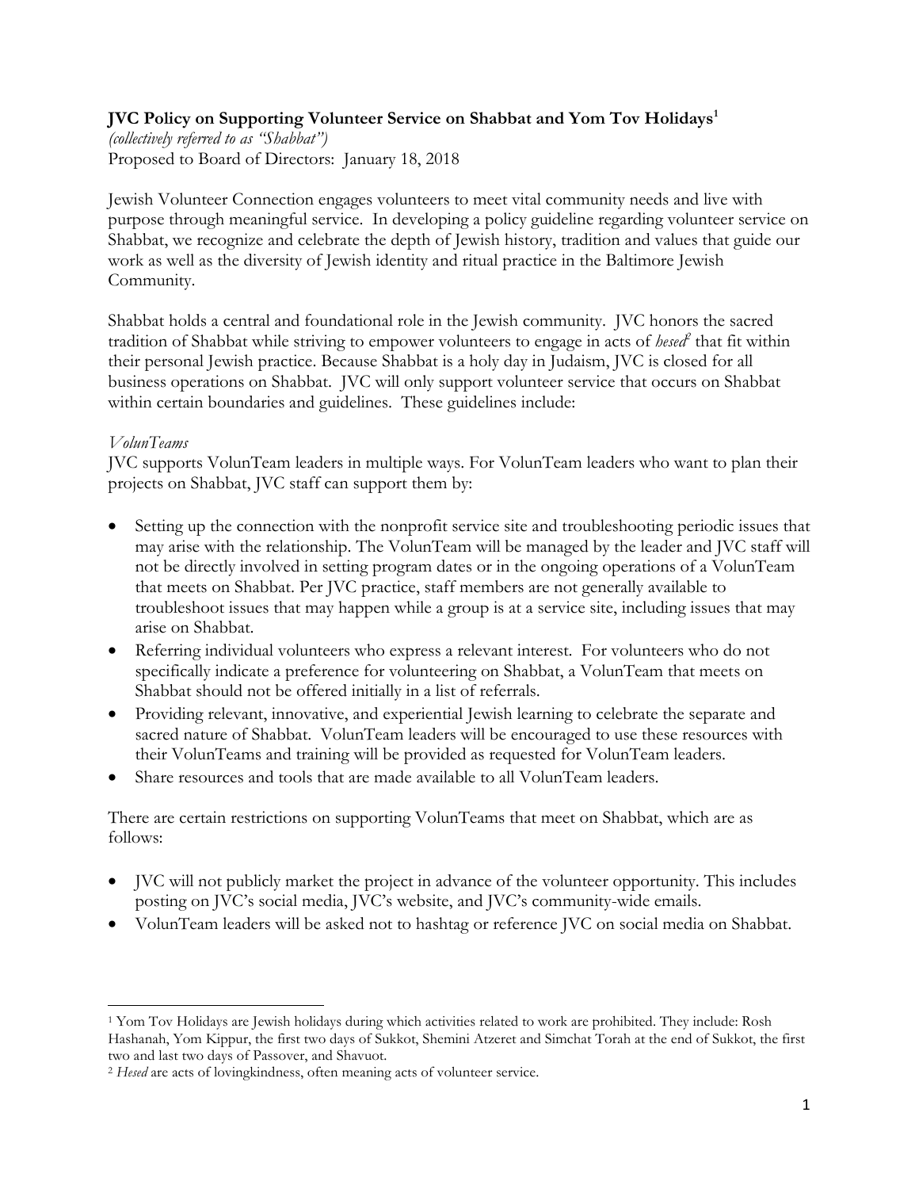**JVC Policy on Supporting Volunteer Service on Shabbat and Yom Tov Holidays**[1]

*(collectively referred to as "Shabbat")*

Proposed to Board of Directors: January 18, 2018

Jewish Volunteer Connection engages volunteers to meet vital community needs and live with purpose through meaningful service. In developing a policy guideline regarding volunteer service on Shabbat, we recognize and celebrate the depth of Jewish history, tradition and values that guide our work as well as the diversity of Jewish identity and ritual practice in the Baltimore Jewish Community.

Shabbat holds a central and foundational role in the Jewish community. JVC honors the sacred tradition of Shabbat while striving to empower volunteers to engage in acts of *hesed*[2] that fit within their personal Jewish practice. Because Shabbat is a holy day in Judaism, JVC is closed for all business operations on Shabbat. JVC will only support volunteer service that occurs on Shabbat within certain boundaries and guidelines. These guidelines include:

*VolunTeams*

JVC supports VolunTeam leaders in multiple ways. For VolunTeam leaders who want to plan their projects on Shabbat, JVC staff can support them by:

- Setting up the connection with the nonprofit service site and troubleshooting periodic issues that may arise with the relationship. The VolunTeam will be managed by the leader and JVC staff will not be directly involved in setting program dates or in the ongoing operations of a VolunTeam that meets on Shabbat. Per JVC practice, staff members are not generally available to troubleshoot issues that may happen while a group is at a service site, including issues that may arise on Shabbat.
- Referring individual volunteers who express a relevant interest. For volunteers who do not specifically indicate a preference for volunteering on Shabbat, a VolunTeam that meets on Shabbat should not be offered initially in a list of referrals.
- Providing relevant, innovative, and experiential Jewish learning to celebrate the separate and sacred nature of Shabbat. VolunTeam leaders will be encouraged to use these resources with their VolunTeams and training will be provided as requested for VolunTeam leaders.
- Share resources and tools that are made available to all VolunTeam leaders.

There are certain restrictions on supporting VolunTeams that meet on Shabbat, which are as follows:

- JVC will not publicly market the project in advance of the volunteer opportunity. This includes posting on JVC's social media, JVC's website, and JVC's community-wide emails.
- VolunTeam leaders will be asked not to hashtag or reference JVC on social media on Shabbat.

---

[1] Yom Tov Holidays are Jewish holidays during which activities related to work are prohibited. They include: Rosh Hashanah, Yom Kippur, the first two days of Sukkot, Shemini Atzeret and Simchat Torah at the end of Sukkot, the first two and last two days of Passover, and Shavuot.

[2] *Hesed* are acts of lovingkindness, often meaning acts of volunteer service.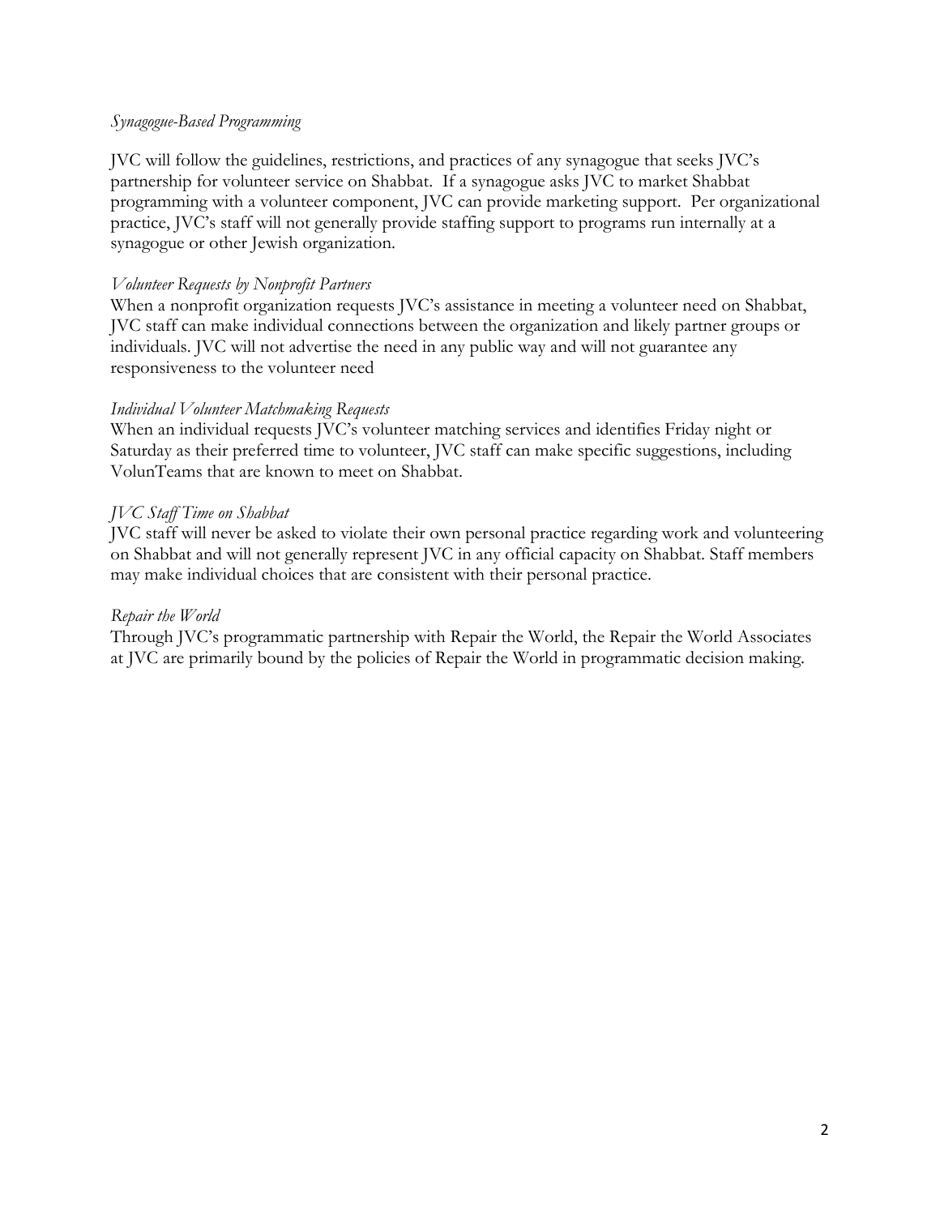*Synagogue-Based Programming*

JVC will follow the guidelines, restrictions, and practices of any synagogue that seeks JVC's partnership for volunteer service on Shabbat. If a synagogue asks JVC to market Shabbat programming with a volunteer component, JVC can provide marketing support. Per organizational practice, JVC's staff will not generally provide staffing support to programs run internally at a synagogue or other Jewish organization.

*Volunteer Requests by Nonprofit Partners*

When a nonprofit organization requests JVC's assistance in meeting a volunteer need on Shabbat, JVC staff can make individual connections between the organization and likely partner groups or individuals. JVC will not advertise the need in any public way and will not guarantee any responsiveness to the volunteer need

*Individual Volunteer Matchmaking Requests*

When an individual requests JVC's volunteer matching services and identifies Friday night or Saturday as their preferred time to volunteer, JVC staff can make specific suggestions, including VolunTeams that are known to meet on Shabbat.

*JVC Staff Time on Shabbat*

JVC staff will never be asked to violate their own personal practice regarding work and volunteering on Shabbat and will not generally represent JVC in any official capacity on Shabbat. Staff members may make individual choices that are consistent with their personal practice.

*Repair the World*

Through JVC's programmatic partnership with Repair the World, the Repair the World Associates at JVC are primarily bound by the policies of Repair the World in programmatic decision making.